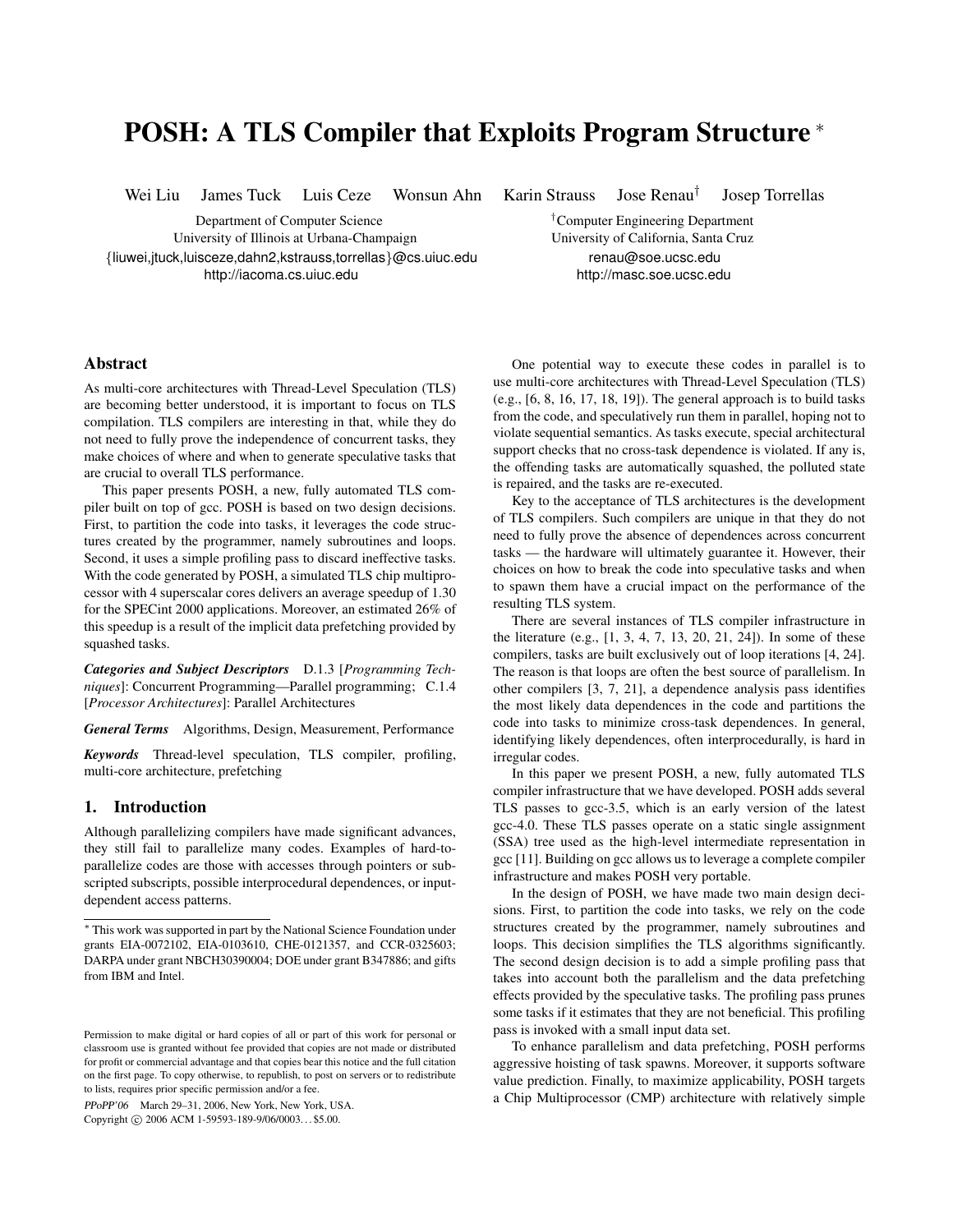# POSH: A TLS Compiler that Exploits Program Structure *

Wei Liu James Tuck Luis Ceze Wonsun Ahn Karin Strauss Jose Renau† Josep Torrellas

Department of Computer Science
University of Illinois at Urbana-Champaign
{liuwei,jtuck,luisceze,dahn2,kstrauss,torrellas}@cs.uiuc.edu
http://iacoma.cs.uiuc.edu

†Computer Engineering Department
University of California, Santa Cruz
renau@soe.ucsc.edu
http://masc.soe.ucsc.edu

## Abstract

As multi-core architectures with Thread-Level Speculation (TLS) are becoming better understood, it is important to focus on TLS compilation. TLS compilers are interesting in that, while they do not need to fully prove the independence of concurrent tasks, they make choices of where and when to generate speculative tasks that are crucial to overall TLS performance.

This paper presents POSH, a new, fully automated TLS compiler built on top of gcc. POSH is based on two design decisions. First, to partition the code into tasks, it leverages the code structures created by the programmer, namely subroutines and loops. Second, it uses a simple profiling pass to discard ineffective tasks. With the code generated by POSH, a simulated TLS chip multiprocessor with 4 superscalar cores delivers an average speedup of 1.30 for the SPECint 2000 applications. Moreover, an estimated 26% of this speedup is a result of the implicit data prefetching provided by squashed tasks.

***Categories and Subject Descriptors*** D.1.3 [*Programming Techniques*]: Concurrent Programming—Parallel programming; C.1.4 [*Processor Architectures*]: Parallel Architectures

***General Terms*** Algorithms, Design, Measurement, Performance

***Keywords*** Thread-level speculation, TLS compiler, profiling, multi-core architecture, prefetching

## 1. Introduction

Although parallelizing compilers have made significant advances, they still fail to parallelize many codes. Examples of hard-to-parallelize codes are those with accesses through pointers or subscripted subscripts, possible interprocedural dependences, or input-dependent access patterns.

One potential way to execute these codes in parallel is to use multi-core architectures with Thread-Level Speculation (TLS) (e.g., [6, 8, 16, 17, 18, 19]). The general approach is to build tasks from the code, and speculatively run them in parallel, hoping not to violate sequential semantics. As tasks execute, special architectural support checks that no cross-task dependence is violated. If any is, the offending tasks are automatically squashed, the polluted state is repaired, and the tasks are re-executed.

Key to the acceptance of TLS architectures is the development of TLS compilers. Such compilers are unique in that they do not need to fully prove the absence of dependences across concurrent tasks — the hardware will ultimately guarantee it. However, their choices on how to break the code into speculative tasks and when to spawn them have a crucial impact on the performance of the resulting TLS system.

There are several instances of TLS compiler infrastructure in the literature (e.g., [1, 3, 4, 7, 13, 20, 21, 24]). In some of these compilers, tasks are built exclusively out of loop iterations [4, 24]. The reason is that loops are often the best source of parallelism. In other compilers [3, 7, 21], a dependence analysis pass identifies the most likely data dependences in the code and partitions the code into tasks to minimize cross-task dependences. In general, identifying likely dependences, often interprocedurally, is hard in irregular codes.

In this paper we present POSH, a new, fully automated TLS compiler infrastructure that we have developed. POSH adds several TLS passes to gcc-3.5, which is an early version of the latest gcc-4.0. These TLS passes operate on a static single assignment (SSA) tree used as the high-level intermediate representation in gcc [11]. Building on gcc allows us to leverage a complete compiler infrastructure and makes POSH very portable.

In the design of POSH, we have made two main design decisions. First, to partition the code into tasks, we rely on the code structures created by the programmer, namely subroutines and loops. This decision simplifies the TLS algorithms significantly. The second design decision is to add a simple profiling pass that takes into account both the parallelism and the data prefetching effects provided by the speculative tasks. The profiling pass prunes some tasks if it estimates that they are not beneficial. This profiling pass is invoked with a small input data set.

To enhance parallelism and data prefetching, POSH performs aggressive hoisting of task spawns. Moreover, it supports software value prediction. Finally, to maximize applicability, POSH targets a Chip Multiprocessor (CMP) architecture with relatively simple

* This work was supported in part by the National Science Foundation under grants EIA-0072102, EIA-0103610, CHE-0121357, and CCR-0325603; DARPA under grant NBCH30390004; DOE under grant B347886; and gifts from IBM and Intel.

Permission to make digital or hard copies of all or part of this work for personal or classroom use is granted without fee provided that copies are not made or distributed for profit or commercial advantage and that copies bear this notice and the full citation on the first page. To copy otherwise, to republish, to post on servers or to redistribute to lists, requires prior specific permission and/or a fee.

*PPoPP'06* March 29–31, 2006, New York, New York, USA.
Copyright © 2006 ACM 1-59593-189-9/06/0003...$5.00.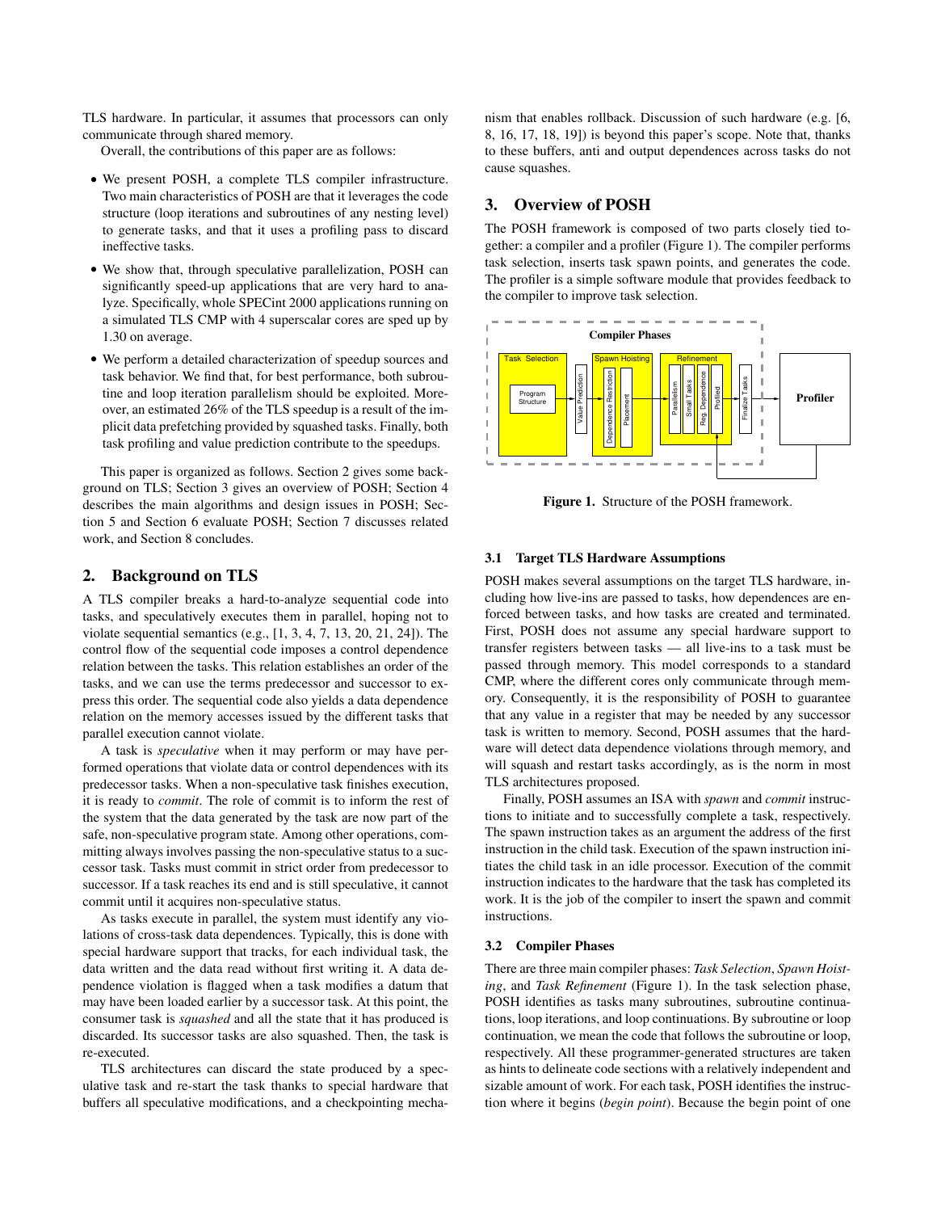TLS hardware. In particular, it assumes that processors can only communicate through shared memory.

Overall, the contributions of this paper are as follows:

- We present POSH, a complete TLS compiler infrastructure. Two main characteristics of POSH are that it leverages the code structure (loop iterations and subroutines of any nesting level) to generate tasks, and that it uses a profiling pass to discard ineffective tasks.
- We show that, through speculative parallelization, POSH can significantly speed-up applications that are very hard to analyze. Specifically, whole SPECint 2000 applications running on a simulated TLS CMP with 4 superscalar cores are sped up by 1.30 on average.
- We perform a detailed characterization of speedup sources and task behavior. We find that, for best performance, both subroutine and loop iteration parallelism should be exploited. Moreover, an estimated 26% of the TLS speedup is a result of the implicit data prefetching provided by squashed tasks. Finally, both task profiling and value prediction contribute to the speedups.

This paper is organized as follows. Section 2 gives some background on TLS; Section 3 gives an overview of POSH; Section 4 describes the main algorithms and design issues in POSH; Section 5 and Section 6 evaluate POSH; Section 7 discusses related work, and Section 8 concludes.

## 2. Background on TLS

A TLS compiler breaks a hard-to-analyze sequential code into tasks, and speculatively executes them in parallel, hoping not to violate sequential semantics (e.g., [1, 3, 4, 7, 13, 20, 21, 24]). The control flow of the sequential code imposes a control dependence relation between the tasks. This relation establishes an order of the tasks, and we can use the terms predecessor and successor to express this order. The sequential code also yields a data dependence relation on the memory accesses issued by the different tasks that parallel execution cannot violate.

A task is *speculative* when it may perform or may have performed operations that violate data or control dependences with its predecessor tasks. When a non-speculative task finishes execution, it is ready to *commit*. The role of commit is to inform the rest of the system that the data generated by the task are now part of the safe, non-speculative program state. Among other operations, committing always involves passing the non-speculative status to a successor task. Tasks must commit in strict order from predecessor to successor. If a task reaches its end and is still speculative, it cannot commit until it acquires non-speculative status.

As tasks execute in parallel, the system must identify any violations of cross-task data dependences. Typically, this is done with special hardware support that tracks, for each individual task, the data written and the data read without first writing it. A data dependence violation is flagged when a task modifies a datum that may have been loaded earlier by a successor task. At this point, the consumer task is *squashed* and all the state that it has produced is discarded. Its successor tasks are also squashed. Then, the task is re-executed.

TLS architectures can discard the state produced by a speculative task and re-start the task thanks to special hardware that buffers all speculative modifications, and a checkpointing mechanism that enables rollback. Discussion of such hardware (e.g. [6, 8, 16, 17, 18, 19]) is beyond this paper's scope. Note that, thanks to these buffers, anti and output dependences across tasks do not cause squashes.

## 3. Overview of POSH

The POSH framework is composed of two parts closely tied together: a compiler and a profiler (Figure 1). The compiler performs task selection, inserts task spawn points, and generates the code. The profiler is a simple software module that provides feedback to the compiler to improve task selection.

Compiler Phases
Task Selection
Program Structure
Value Prediction
Spawn Hoisting
Dependence Restriction
Placement
Refinement
Parallelism
Small Tasks
Reg. Dependence
Profiled
Finalize Tasks
Profiler

**Figure 1.** Structure of the POSH framework.

### 3.1 Target TLS Hardware Assumptions

POSH makes several assumptions on the target TLS hardware, including how live-ins are passed to tasks, how dependences are enforced between tasks, and how tasks are created and terminated. First, POSH does not assume any special hardware support to transfer registers between tasks — all live-ins to a task must be passed through memory. This model corresponds to a standard CMP, where the different cores only communicate through memory. Consequently, it is the responsibility of POSH to guarantee that any value in a register that may be needed by any successor task is written to memory. Second, POSH assumes that the hardware will detect data dependence violations through memory, and will squash and restart tasks accordingly, as is the norm in most TLS architectures proposed.

Finally, POSH assumes an ISA with *spawn* and *commit* instructions to initiate and to successfully complete a task, respectively. The spawn instruction takes as an argument the address of the first instruction in the child task. Execution of the spawn instruction initiates the child task in an idle processor. Execution of the commit instruction indicates to the hardware that the task has completed its work. It is the job of the compiler to insert the spawn and commit instructions.

### 3.2 Compiler Phases

There are three main compiler phases: *Task Selection*, *Spawn Hoisting*, and *Task Refinement* (Figure 1). In the task selection phase, POSH identifies as tasks many subroutines, subroutine continuations, loop iterations, and loop continuations. By subroutine or loop continuation, we mean the code that follows the subroutine or loop, respectively. All these programmer-generated structures are taken as hints to delineate code sections with a relatively independent and sizable amount of work. For each task, POSH identifies the instruction where it begins (*begin point*). Because the begin point of one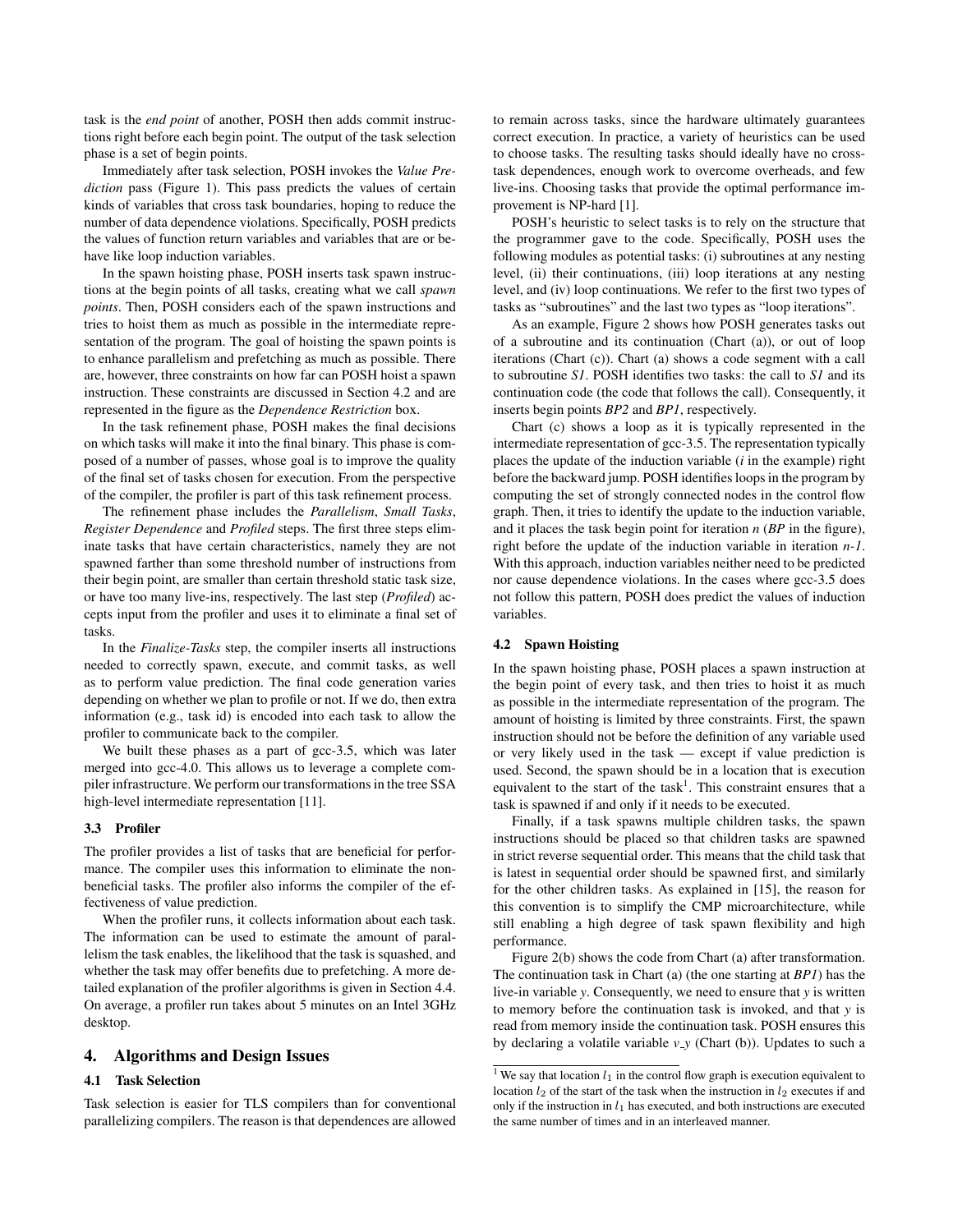task is the *end point* of another, POSH then adds commit instructions right before each begin point. The output of the task selection phase is a set of begin points.

Immediately after task selection, POSH invokes the *Value Prediction* pass (Figure 1). This pass predicts the values of certain kinds of variables that cross task boundaries, hoping to reduce the number of data dependence violations. Specifically, POSH predicts the values of function return variables and variables that are or behave like loop induction variables.

In the spawn hoisting phase, POSH inserts task spawn instructions at the begin points of all tasks, creating what we call *spawn points*. Then, POSH considers each of the spawn instructions and tries to hoist them as much as possible in the intermediate representation of the program. The goal of hoisting the spawn points is to enhance parallelism and prefetching as much as possible. There are, however, three constraints on how far can POSH hoist a spawn instruction. These constraints are discussed in Section 4.2 and are represented in the figure as the *Dependence Restriction* box.

In the task refinement phase, POSH makes the final decisions on which tasks will make it into the final binary. This phase is composed of a number of passes, whose goal is to improve the quality of the final set of tasks chosen for execution. From the perspective of the compiler, the profiler is part of this task refinement process.

The refinement phase includes the *Parallelism*, *Small Tasks*, *Register Dependence* and *Profiled* steps. The first three steps eliminate tasks that have certain characteristics, namely they are not spawned farther than some threshold number of instructions from their begin point, are smaller than certain threshold static task size, or have too many live-ins, respectively. The last step (*Profiled*) accepts input from the profiler and uses it to eliminate a final set of tasks.

In the *Finalize-Tasks* step, the compiler inserts all instructions needed to correctly spawn, execute, and commit tasks, as well as to perform value prediction. The final code generation varies depending on whether we plan to profile or not. If we do, then extra information (e.g., task id) is encoded into each task to allow the profiler to communicate back to the compiler.

We built these phases as a part of gcc-3.5, which was later merged into gcc-4.0. This allows us to leverage a complete compiler infrastructure. We perform our transformations in the tree SSA high-level intermediate representation [11].

### 3.3 Profiler

The profiler provides a list of tasks that are beneficial for performance. The compiler uses this information to eliminate the non-beneficial tasks. The profiler also informs the compiler of the effectiveness of value prediction.

When the profiler runs, it collects information about each task. The information can be used to estimate the amount of parallelism the task enables, the likelihood that the task is squashed, and whether the task may offer benefits due to prefetching. A more detailed explanation of the profiler algorithms is given in Section 4.4. On average, a profiler run takes about 5 minutes on an Intel 3GHz desktop.

## 4. Algorithms and Design Issues

### 4.1 Task Selection

Task selection is easier for TLS compilers than for conventional parallelizing compilers. The reason is that dependences are allowed to remain across tasks, since the hardware ultimately guarantees correct execution. In practice, a variety of heuristics can be used to choose tasks. The resulting tasks should ideally have no cross-task dependences, enough work to overcome overheads, and few live-ins. Choosing tasks that provide the optimal performance improvement is NP-hard [1].

POSH's heuristic to select tasks is to rely on the structure that the programmer gave to the code. Specifically, POSH uses the following modules as potential tasks: (i) subroutines at any nesting level, (ii) their continuations, (iii) loop iterations at any nesting level, and (iv) loop continuations. We refer to the first two types of tasks as "subroutines" and the last two types as "loop iterations".

As an example, Figure 2 shows how POSH generates tasks out of a subroutine and its continuation (Chart (a)), or out of loop iterations (Chart (c)). Chart (a) shows a code segment with a call to subroutine *S1*. POSH identifies two tasks: the call to *S1* and its continuation code (the code that follows the call). Consequently, it inserts begin points *BP2* and *BP1*, respectively.

Chart (c) shows a loop as it is typically represented in the intermediate representation of gcc-3.5. The representation typically places the update of the induction variable (*i* in the example) right before the backward jump. POSH identifies loops in the program by computing the set of strongly connected nodes in the control flow graph. Then, it tries to identify the update to the induction variable, and it places the task begin point for iteration *n* (*BP* in the figure), right before the update of the induction variable in iteration *n-1*. With this approach, induction variables neither need to be predicted nor cause dependence violations. In the cases where gcc-3.5 does not follow this pattern, POSH does predict the values of induction variables.

### 4.2 Spawn Hoisting

In the spawn hoisting phase, POSH places a spawn instruction at the begin point of every task, and then tries to hoist it as much as possible in the intermediate representation of the program. The amount of hoisting is limited by three constraints. First, the spawn instruction should not be before the definition of any variable used or very likely used in the task — except if value prediction is used. Second, the spawn should be in a location that is execution equivalent to the start of the task[1]. This constraint ensures that a task is spawned if and only if it needs to be executed.

Finally, if a task spawns multiple children tasks, the spawn instructions should be placed so that children tasks are spawned in strict reverse sequential order. This means that the child task that is latest in sequential order should be spawned first, and similarly for the other children tasks. As explained in [15], the reason for this convention is to simplify the CMP microarchitecture, while still enabling a high degree of task spawn flexibility and high performance.

Figure 2(b) shows the code from Chart (a) after transformation. The continuation task in Chart (a) (the one starting at *BP1*) has the live-in variable *y*. Consequently, we need to ensure that *y* is written to memory before the continuation task is invoked, and that *y* is read from memory inside the continuation task. POSH ensures this by declaring a volatile variable *v_y* (Chart (b)). Updates to such a

[1] We say that location $l_1$ in the control flow graph is execution equivalent to location $l_2$ of the start of the task when the instruction in $l_2$ executes if and only if the instruction in $l_1$ has executed, and both instructions are executed the same number of times and in an interleaved manner.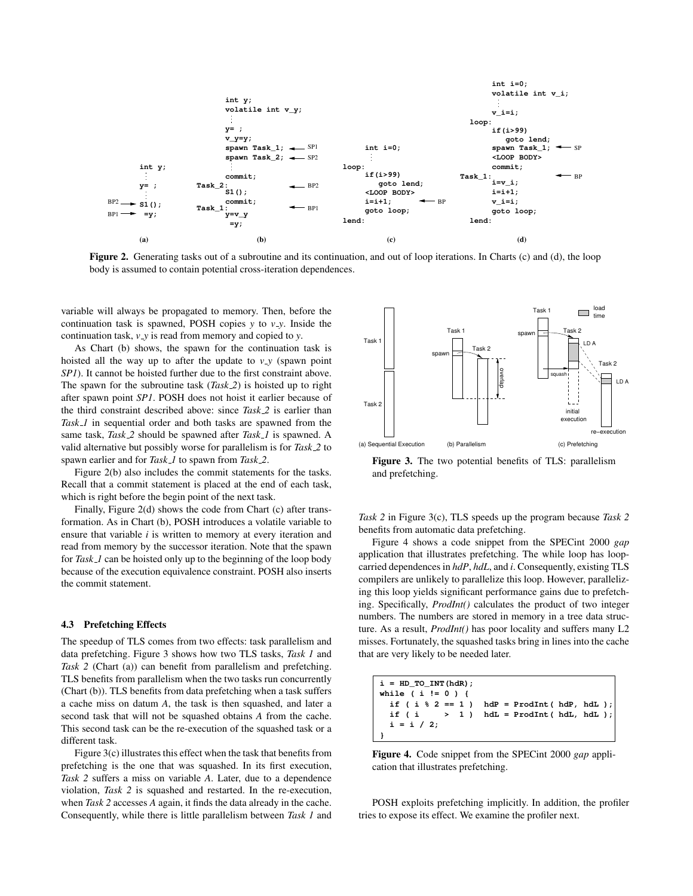```
int y;
  ⋮
y= ;
  ⋮
S1();        <- BP2
 =y;         <- BP1
```
(a)

```
int y;
volatile int v_y;
  ⋮
y= ;
v_y=y;
spawn Task_1;   <- SP1
spawn Task_2;   <- SP2
  ⋮
commit;
Task_2:                 <- BP2
S1();
commit;
Task_1:                 <- BP1
y=v_y
 =y;
```
(b)

```
int i=0;
  ⋮
loop:
  if(i>99)
    goto lend;
  <LOOP BODY>
  i=i+1;        <- BP
  goto loop;
lend:
```
(c)

```
int i=0;
volatile int v_i;
  ⋮
v_i=i;
loop:
  if(i>99)
    goto lend;
  spawn Task_1;   <- SP
  <LOOP BODY>
  commit;
Task_1:           <- BP
  i=v_i;
  i=i+1;
  v_i=i;
  goto loop;
lend:
```
(d)

**Figure 2.** Generating tasks out of a subroutine and its continuation, and out of loop iterations. In Charts (c) and (d), the loop body is assumed to contain potential cross-iteration dependences.

variable will always be propagated to memory. Then, before the continuation task is spawned, POSH copies *y* to *v_y*. Inside the continuation task, *v_y* is read from memory and copied to *y*.

As Chart (b) shows, the spawn for the continuation task is hoisted all the way up to after the update to *v_y* (spawn point *SP1*). It cannot be hoisted further due to the first constraint above. The spawn for the subroutine task (*Task_2*) is hoisted up to right after spawn point *SP1*. POSH does not hoist it earlier because of the third constraint described above: since *Task_2* is earlier than *Task_1* in sequential order and both tasks are spawned from the same task, *Task_2* should be spawned after *Task_1* is spawned. A valid alternative but possibly worse for parallelism is for *Task_2* to spawn earlier and for *Task_1* to spawn from *Task_2*.

Figure 2(b) also includes the commit statements for the tasks. Recall that a commit statement is placed at the end of each task, which is right before the begin point of the next task.

Finally, Figure 2(d) shows the code from Chart (c) after transformation. As in Chart (b), POSH introduces a volatile variable to ensure that variable *i* is written to memory at every iteration and read from memory by the successor iteration. Note that the spawn for *Task_1* can be hoisted only up to the beginning of the loop body because of the execution equivalence constraint. POSH also inserts the commit statement.

### 4.3 Prefetching Effects

The speedup of TLS comes from two effects: task parallelism and data prefetching. Figure 3 shows how two TLS tasks, *Task 1* and *Task 2* (Chart (a)) can benefit from parallelism and prefetching. TLS benefits from parallelism when the two tasks run concurrently (Chart (b)). TLS benefits from data prefetching when a task suffers a cache miss on datum *A*, the task is then squashed, and later a second task that will not be squashed obtains *A* from the cache. This second task can be the re-execution of the squashed task or a different task.

Figure 3(c) illustrates this effect when the task that benefits from prefetching is the one that was squashed. In its first execution, *Task 2* suffers a miss on variable *A*. Later, due to a dependence violation, *Task 2* is squashed and restarted. In the re-execution, when *Task 2* accesses *A* again, it finds the data already in the cache. Consequently, while there is little parallelism between *Task 1* and *Task 2* in Figure 3(c), TLS speeds up the program because *Task 2* benefits from automatic data prefetching.

**Figure 3.** The two potential benefits of TLS: parallelism and prefetching.

Figure 4 shows a code snippet from the SPECint 2000 *gap* application that illustrates prefetching. The while loop has loop-carried dependences in *hdP*, *hdL*, and *i*. Consequently, existing TLS compilers are unlikely to parallelize this loop. However, parallelizing this loop yields significant performance gains due to prefetching. Specifically, *ProdInt()* calculates the product of two integer numbers. The numbers are stored in memory in a tree data structure. As a result, *ProdInt()* has poor locality and suffers many L2 misses. Fortunately, the squashed tasks bring in lines into the cache that are very likely to be needed later.

```
i = HD_TO_INT(hdR);
while ( i != 0 ) {
  if ( i % 2 == 1 )  hdP = ProdInt( hdP, hdL );
  if ( i     >  1 )  hdL = ProdInt( hdL, hdL );
  i = i / 2;
}
```

**Figure 4.** Code snippet from the SPECint 2000 *gap* application that illustrates prefetching.

POSH exploits prefetching implicitly. In addition, the profiler tries to expose its effect. We examine the profiler next.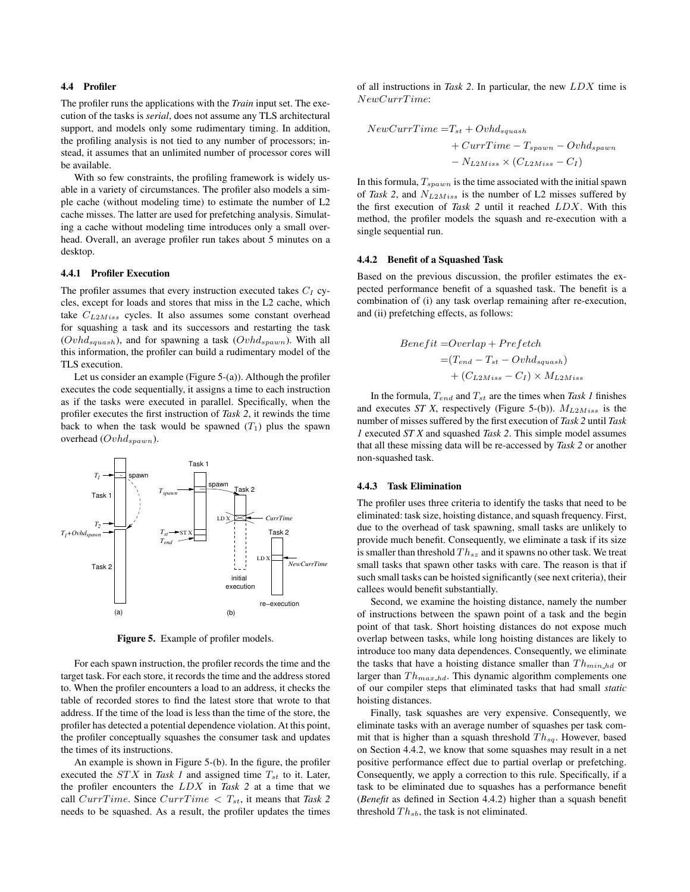### 4.4 Profiler

The profiler runs the applications with the *Train* input set. The execution of the tasks is *serial*, does not assume any TLS architectural support, and models only some rudimentary timing. In addition, the profiling analysis is not tied to any number of processors; instead, it assumes that an unlimited number of processor cores will be available.

With so few constraints, the profiling framework is widely usable in a variety of circumstances. The profiler also models a simple cache (without modeling time) to estimate the number of L2 cache misses. The latter are used for prefetching analysis. Simulating a cache without modeling time introduces only a small overhead. Overall, an average profiler run takes about 5 minutes on a desktop.

#### 4.4.1 Profiler Execution

The profiler assumes that every instruction executed takes $C_I$ cycles, except for loads and stores that miss in the L2 cache, which take $C_{L2Miss}$ cycles. It also assumes some constant overhead for squashing a task and its successors and restarting the task ($Ovhd_{squash}$), and for spawning a task ($Ovhd_{spawn}$). With all this information, the profiler can build a rudimentary model of the TLS execution.

Let us consider an example (Figure 5-(a)). Although the profiler executes the code sequentially, it assigns a time to each instruction as if the tasks were executed in parallel. Specifically, when the profiler executes the first instruction of *Task 2*, it rewinds the time back to when the task would be spawned ($T_1$) plus the spawn overhead ($Ovhd_{spawn}$).

**Figure 5.** Example of profiler models.

For each spawn instruction, the profiler records the time and the target task. For each store, it records the time and the address stored to. When the profiler encounters a load to an address, it checks the table of recorded stores to find the latest store that wrote to that address. If the time of the load is less than the time of the store, the profiler has detected a potential dependence violation. At this point, the profiler conceptually squashes the consumer task and updates the times of its instructions.

An example is shown in Figure 5-(b). In the figure, the profiler executed the $STX$ in *Task 1* and assigned time $T_{st}$ to it. Later, the profiler encounters the $LDX$ in *Task 2* at a time that we call $CurrTime$. Since $CurrTime < T_{st}$, it means that *Task 2* needs to be squashed. As a result, the profiler updates the times of all instructions in *Task 2*. In particular, the new $LDX$ time is $NewCurrTime$:

$$
\begin{aligned}
NewCurrTime = & T_{st} + Ovhd_{squash} \\
& + CurrTime - T_{spawn} - Ovhd_{spawn} \\
& - N_{L2Miss} \times (C_{L2Miss} - C_I)
\end{aligned}
$$

In this formula, $T_{spawn}$ is the time associated with the initial spawn of *Task 2*, and $N_{L2Miss}$ is the number of L2 misses suffered by the first execution of *Task 2* until it reached $LDX$. With this method, the profiler models the squash and re-execution with a single sequential run.

#### 4.4.2 Benefit of a Squashed Task

Based on the previous discussion, the profiler estimates the expected performance benefit of a squashed task. The benefit is a combination of (i) any task overlap remaining after re-execution, and (ii) prefetching effects, as follows:

$$
\begin{aligned}
Benefit = & Overlap + Prefetch \\
= & (T_{end} - T_{st} - Ovhd_{squash}) \\
& + (C_{L2Miss} - C_I) \times M_{L2Miss}
\end{aligned}
$$

In the formula, $T_{end}$ and $T_{st}$ are the times when *Task 1* finishes and executes *ST X*, respectively (Figure 5-(b)). $M_{L2Miss}$ is the number of misses suffered by the first execution of *Task 2* until *Task 1* executed *ST X* and squashed *Task 2*. This simple model assumes that all these missing data will be re-accessed by *Task 2* or another non-squashed task.

#### 4.4.3 Task Elimination

The profiler uses three criteria to identify the tasks that need to be eliminated: task size, hoisting distance, and squash frequency. First, due to the overhead of task spawning, small tasks are unlikely to provide much benefit. Consequently, we eliminate a task if its size is smaller than threshold $Th_{sz}$ and it spawns no other task. We treat small tasks that spawn other tasks with care. The reason is that if such small tasks can be hoisted significantly (see next criteria), their callees would benefit substantially.

Second, we examine the hoisting distance, namely the number of instructions between the spawn point of a task and the begin point of that task. Short hoisting distances do not expose much overlap between tasks, while long hoisting distances are likely to introduce too many data dependences. Consequently, we eliminate the tasks that have a hoisting distance smaller than $Th_{min\_hd}$ or larger than $Th_{max\_hd}$. This dynamic algorithm complements one of our compiler steps that eliminated tasks that had small *static* hoisting distances.

Finally, task squashes are very expensive. Consequently, we eliminate tasks with an average number of squashes per task commit that is higher than a squash threshold $Th_{sq}$. However, based on Section 4.4.2, we know that some squashes may result in a net positive performance effect due to partial overlap or prefetching. Consequently, we apply a correction to this rule. Specifically, if a task to be eliminated due to squashes has a performance benefit (*Benefit* as defined in Section 4.4.2) higher than a squash benefit threshold $Th_{sb}$, the task is not eliminated.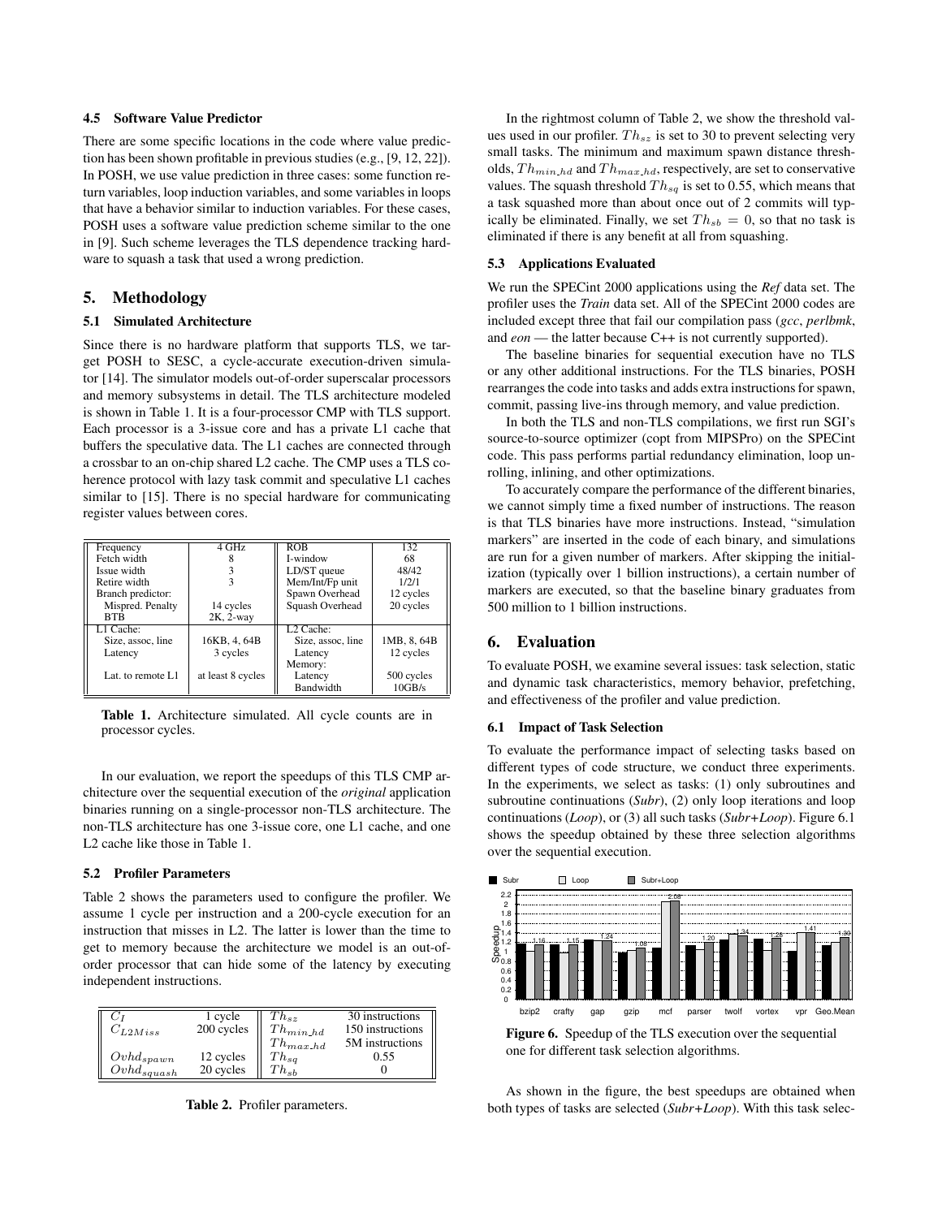### 4.5 Software Value Predictor

There are some specific locations in the code where value prediction has been shown profitable in previous studies (e.g., [9, 12, 22]). In POSH, we use value prediction in three cases: some function return variables, loop induction variables, and some variables in loops that have a behavior similar to induction variables. For these cases, POSH uses a software value prediction scheme similar to the one in [9]. Such scheme leverages the TLS dependence tracking hardware to squash a task that used a wrong prediction.

## 5. Methodology

### 5.1 Simulated Architecture

Since there is no hardware platform that supports TLS, we target POSH to SESC, a cycle-accurate execution-driven simulator [14]. The simulator models out-of-order superscalar processors and memory subsystems in detail. The TLS architecture modeled is shown in Table 1. It is a four-processor CMP with TLS support. Each processor is a 3-issue core and has a private L1 cache that buffers the speculative data. The L1 caches are connected through a crossbar to an on-chip shared L2 cache. The CMP uses a TLS coherence protocol with lazy task commit and speculative L1 caches similar to [15]. There is no special hardware for communicating register values between cores.

| | | | |
|---|---|---|---|
| Frequency | 4 GHz | ROB | 132 |
| Fetch width | 8 | I-window | 68 |
| Issue width | 3 | LD/ST queue | 48/42 |
| Retire width | 3 | Mem/Int/Fp unit | 1/2/1 |
| Branch predictor: | | Spawn Overhead | 12 cycles |
| Mispred. Penalty | 14 cycles | Squash Overhead | 20 cycles |
| BTB | 2K, 2-way | | |
| L1 Cache: | | L2 Cache: | |
| Size, assoc, line | 16KB, 4, 64B | Size, assoc, line | 1MB, 8, 64B |
| Latency | 3 cycles | Latency | 12 cycles |
| | | Memory: | |
| Lat. to remote L1 | at least 8 cycles | Latency | 500 cycles |
| | | Bandwidth | 10GB/s |

**Table 1.** Architecture simulated. All cycle counts are in processor cycles.

In our evaluation, we report the speedups of this TLS CMP architecture over the sequential execution of the *original* application binaries running on a single-processor non-TLS architecture. The non-TLS architecture has one 3-issue core, one L1 cache, and one L2 cache like those in Table 1.

### 5.2 Profiler Parameters

Table 2 shows the parameters used to configure the profiler. We assume 1 cycle per instruction and a 200-cycle execution for an instruction that misses in L2. The latter is lower than the time to get to memory because the architecture we model is an out-of-order processor that can hide some of the latency by executing independent instructions.

| | | | |
|---|---|---|---|
| $C_I$ | 1 cycle | $Th_{sz}$ | 30 instructions |
| $C_{L2Miss}$ | 200 cycles | $Th_{min\_hd}$ | 150 instructions |
| | | $Th_{max\_hd}$ | 5M instructions |
| $Ovhd_{spawn}$ | 12 cycles | $Th_{sq}$ | 0.55 |
| $Ovhd_{squash}$ | 20 cycles | $Th_{sb}$ | 0 |

**Table 2.** Profiler parameters.

In the rightmost column of Table 2, we show the threshold values used in our profiler. $Th_{sz}$ is set to 30 to prevent selecting very small tasks. The minimum and maximum spawn distance thresholds, $Th_{min\_hd}$ and $Th_{max\_hd}$, respectively, are set to conservative values. The squash threshold $Th_{sq}$ is set to 0.55, which means that a task squashed more than about once out of 2 commits will typically be eliminated. Finally, we set $Th_{sb} = 0$, so that no task is eliminated if there is any benefit at all from squashing.

### 5.3 Applications Evaluated

We run the SPECint 2000 applications using the *Ref* data set. The profiler uses the *Train* data set. All of the SPECint 2000 codes are included except three that fail our compilation pass (*gcc*, *perlbmk*, and *eon* — the latter because C++ is not currently supported).

The baseline binaries for sequential execution have no TLS or any other additional instructions. For the TLS binaries, POSH rearranges the code into tasks and adds extra instructions for spawn, commit, passing live-ins through memory, and value prediction.

In both the TLS and non-TLS compilations, we first run SGI's source-to-source optimizer (copt from MIPSPro) on the SPECint code. This pass performs partial redundancy elimination, loop unrolling, inlining, and other optimizations.

To accurately compare the performance of the different binaries, we cannot simply time a fixed number of instructions. The reason is that TLS binaries have more instructions. Instead, "simulation markers" are inserted in the code of each binary, and simulations are run for a given number of markers. After skipping the initialization (typically over 1 billion instructions), a certain number of markers are executed, so that the baseline binary graduates from 500 million to 1 billion instructions.

## 6. Evaluation

To evaluate POSH, we examine several issues: task selection, static and dynamic task characteristics, memory behavior, prefetching, and effectiveness of the profiler and value prediction.

### 6.1 Impact of Task Selection

To evaluate the performance impact of selecting tasks based on different types of code structure, we conduct three experiments. In the experiments, we select as tasks: (1) only subroutines and subroutine continuations (*Subr*), (2) only loop iterations and loop continuations (*Loop*), or (3) all such tasks (*Subr+Loop*). Figure 6.1 shows the speedup obtained by these three selection algorithms over the sequential execution.

**Figure 6.** Speedup of the TLS execution over the sequential one for different task selection algorithms.

As shown in the figure, the best speedups are obtained when both types of tasks are selected (*Subr+Loop*). With this task selec-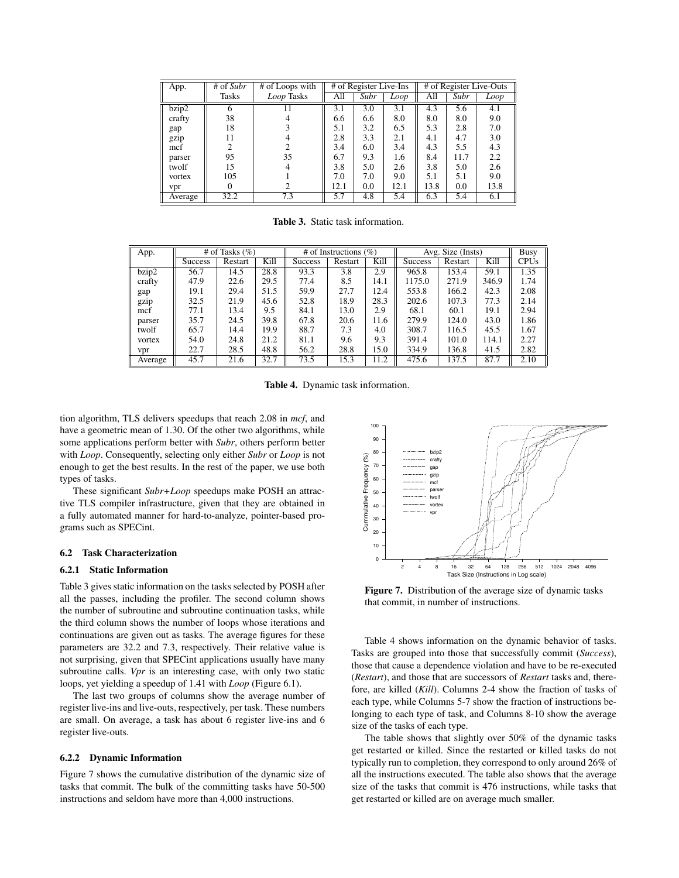| App. | # of *Subr* Tasks | # of Loops with *Loop* Tasks | # of Register Live-Ins | | | # of Register Live-Outs | | |
|---|---|---|---|---|---|---|---|---|
| | | | All | *Subr* | *Loop* | All | *Subr* | *Loop* |
| bzip2 | 6 | 11 | 3.1 | 3.0 | 3.1 | 4.3 | 5.6 | 4.1 |
| crafty | 38 | 4 | 6.6 | 6.6 | 8.0 | 8.0 | 8.0 | 9.0 |
| gap | 18 | 3 | 5.1 | 3.2 | 6.5 | 5.3 | 2.8 | 7.0 |
| gzip | 11 | 4 | 2.8 | 3.3 | 2.1 | 4.1 | 4.7 | 3.0 |
| mcf | 2 | 2 | 3.4 | 6.0 | 3.4 | 4.3 | 5.5 | 4.3 |
| parser | 95 | 35 | 6.7 | 9.3 | 1.6 | 8.4 | 11.7 | 2.2 |
| twolf | 15 | 4 | 3.8 | 5.0 | 2.6 | 3.8 | 5.0 | 2.6 |
| vortex | 105 | 1 | 7.0 | 7.0 | 9.0 | 5.1 | 5.1 | 9.0 |
| vpr | 0 | 2 | 12.1 | 0.0 | 12.1 | 13.8 | 0.0 | 13.8 |
| Average | 32.2 | 7.3 | 5.7 | 4.8 | 5.4 | 6.3 | 5.4 | 6.1 |

**Table 3.** Static task information.

| App. | # of Tasks (%) | | | # of Instructions (%) | | | Avg. Size (Insts) | | | Busy CPUs |
|---|---|---|---|---|---|---|---|---|---|---|
| | Success | Restart | Kill | Success | Restart | Kill | Success | Restart | Kill | |
| bzip2 | 56.7 | 14.5 | 28.8 | 93.3 | 3.8 | 2.9 | 965.8 | 153.4 | 59.1 | 1.35 |
| crafty | 47.9 | 22.6 | 29.5 | 77.4 | 8.5 | 14.1 | 1175.0 | 271.9 | 346.9 | 1.74 |
| gap | 19.1 | 29.4 | 51.5 | 59.9 | 27.7 | 12.4 | 553.8 | 166.2 | 42.3 | 2.08 |
| gzip | 32.5 | 21.9 | 45.6 | 52.8 | 18.9 | 28.3 | 202.6 | 107.3 | 77.3 | 2.14 |
| mcf | 77.1 | 13.4 | 9.5 | 84.1 | 13.0 | 2.9 | 68.1 | 60.1 | 19.1 | 2.94 |
| parser | 35.7 | 24.5 | 39.8 | 67.8 | 20.6 | 11.6 | 279.9 | 124.0 | 43.0 | 1.86 |
| twolf | 65.7 | 14.4 | 19.9 | 88.7 | 7.3 | 4.0 | 308.7 | 116.5 | 45.5 | 1.67 |
| vortex | 54.0 | 24.8 | 21.2 | 81.1 | 9.6 | 9.3 | 391.4 | 101.0 | 114.1 | 2.27 |
| vpr | 22.7 | 28.5 | 48.8 | 56.2 | 28.8 | 15.0 | 334.9 | 136.8 | 41.5 | 2.82 |
| Average | 45.7 | 21.6 | 32.7 | 73.5 | 15.3 | 11.2 | 475.6 | 137.5 | 87.7 | 2.10 |

**Table 4.** Dynamic task information.

tion algorithm, TLS delivers speedups that reach 2.08 in *mcf*, and have a geometric mean of 1.30. Of the other two algorithms, while some applications perform better with *Subr*, others perform better with *Loop*. Consequently, selecting only either *Subr* or *Loop* is not enough to get the best results. In the rest of the paper, we use both types of tasks.

These significant *Subr+Loop* speedups make POSH an attractive TLS compiler infrastructure, given that they are obtained in a fully automated manner for hard-to-analyze, pointer-based programs such as SPECint.

### 6.2 Task Characterization

#### 6.2.1 Static Information

Table 3 gives static information on the tasks selected by POSH after all the passes, including the profiler. The second column shows the number of subroutine and subroutine continuation tasks, while the third column shows the number of loops whose iterations and continuations are given out as tasks. The average figures for these parameters are 32.2 and 7.3, respectively. Their relative value is not surprising, given that SPECint applications usually have many subroutine calls. *Vpr* is an interesting case, with only two static loops, yet yielding a speedup of 1.41 with *Loop* (Figure 6.1).

The last two groups of columns show the average number of register live-ins and live-outs, respectively, per task. These numbers are small. On average, a task has about 6 register live-ins and 6 register live-outs.

#### 6.2.2 Dynamic Information

Figure 7 shows the cumulative distribution of the dynamic size of tasks that commit. The bulk of the committing tasks have 50-500 instructions and seldom have more than 4,000 instructions.

**Figure 7.** Distribution of the average size of dynamic tasks that commit, in number of instructions.

Table 4 shows information on the dynamic behavior of tasks. Tasks are grouped into those that successfully commit (*Success*), those that cause a dependence violation and have to be re-executed (*Restart*), and those that are successors of *Restart* tasks and, therefore, are killed (*Kill*). Columns 2-4 show the fraction of tasks of each type, while Columns 5-7 show the fraction of instructions belonging to each type of task, and Columns 8-10 show the average size of the tasks of each type.

The table shows that slightly over 50% of the dynamic tasks get restarted or killed. Since the restarted or killed tasks do not typically run to completion, they correspond to only around 26% of all the instructions executed. The table also shows that the average size of the tasks that commit is 476 instructions, while tasks that get restarted or killed are on average much smaller.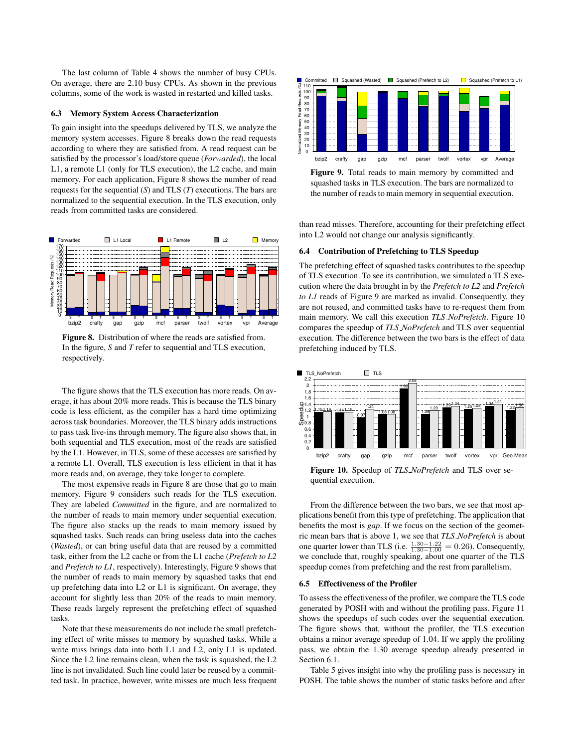The last column of Table 4 shows the number of busy CPUs. On average, there are 2.10 busy CPUs. As shown in the previous columns, some of the work is wasted in restarted and killed tasks.

### 6.3 Memory System Access Characterization

To gain insight into the speedups delivered by TLS, we analyze the memory system accesses. Figure 8 breaks down the read requests according to where they are satisfied from. A read request can be satisfied by the processor's load/store queue (*Forwarded*), the local L1, a remote L1 (only for TLS execution), the L2 cache, and main memory. For each application, Figure 8 shows the number of read requests for the sequential (*S*) and TLS (*T*) executions. The bars are normalized to the sequential execution. In the TLS execution, only reads from committed tasks are considered.

**Figure 8.** Distribution of where the reads are satisfied from. In the figure, *S* and *T* refer to sequential and TLS execution, respectively.

The figure shows that the TLS execution has more reads. On average, it has about 20% more reads. This is because the TLS binary code is less efficient, as the compiler has a hard time optimizing across task boundaries. Moreover, the TLS binary adds instructions to pass task live-ins through memory. The figure also shows that, in both sequential and TLS execution, most of the reads are satisfied by the L1. However, in TLS, some of these accesses are satisfied by a remote L1. Overall, TLS execution is less efficient in that it has more reads and, on average, they take longer to complete.

The most expensive reads in Figure 8 are those that go to main memory. Figure 9 considers such reads for the TLS execution. They are labeled *Committed* in the figure, and are normalized to the number of reads to main memory under sequential execution. The figure also stacks up the reads to main memory issued by squashed tasks. Such reads can bring useless data into the caches (*Wasted*), or can bring useful data that are reused by a committed task, either from the L2 cache or from the L1 cache (*Prefetch to L2* and *Prefetch to L1*, respectively). Interestingly, Figure 9 shows that the number of reads to main memory by squashed tasks that end up prefetching data into L2 or L1 is significant. On average, they account for slightly less than 20% of the reads to main memory. These reads largely represent the prefetching effect of squashed tasks.

Note that these measurements do not include the small prefetching effect of write misses to memory by squashed tasks. While a write miss brings data into both L1 and L2, only L1 is updated. Since the L2 line remains clean, when the task is squashed, the L2 line is not invalidated. Such line could later be reused by a committed task. In practice, however, write misses are much less frequent than read misses. Therefore, accounting for their prefetching effect into L2 would not change our analysis significantly.

**Figure 9.** Total reads to main memory by committed and squashed tasks in TLS execution. The bars are normalized to the number of reads to main memory in sequential execution.

### 6.4 Contribution of Prefetching to TLS Speedup

The prefetching effect of squashed tasks contributes to the speedup of TLS execution. To see its contribution, we simulated a TLS execution where the data brought in by the *Prefetch to L2* and *Prefetch to L1* reads of Figure 9 are marked as invalid. Consequently, they are not reused, and committed tasks have to re-request them from main memory. We call this execution *TLS_NoPrefetch*. Figure 10 compares the speedup of *TLS_NoPrefetch* and TLS over sequential execution. The difference between the two bars is the effect of data prefetching induced by TLS.

**Figure 10.** Speedup of *TLS_NoPrefetch* and TLS over sequential execution.

From the difference between the two bars, we see that most applications benefit from this type of prefetching. The application that benefits the most is *gap*. If we focus on the section of the geometric mean bars that is above 1, we see that *TLS_NoPrefetch* is about one quarter lower than TLS (i.e. $\frac{1.30-1.22}{1.30-1.00} = 0.26$). Consequently, we conclude that, roughly speaking, about one quarter of the TLS speedup comes from prefetching and the rest from parallelism.

### 6.5 Effectiveness of the Profiler

To assess the effectiveness of the profiler, we compare the TLS code generated by POSH with and without the profiling pass. Figure 11 shows the speedups of such codes over the sequential execution. The figure shows that, without the profiler, the TLS execution obtains a minor average speedup of 1.04. If we apply the profiling pass, we obtain the 1.30 average speedup already presented in Section 6.1.

Table 5 gives insight into why the profiling pass is necessary in POSH. The table shows the number of static tasks before and after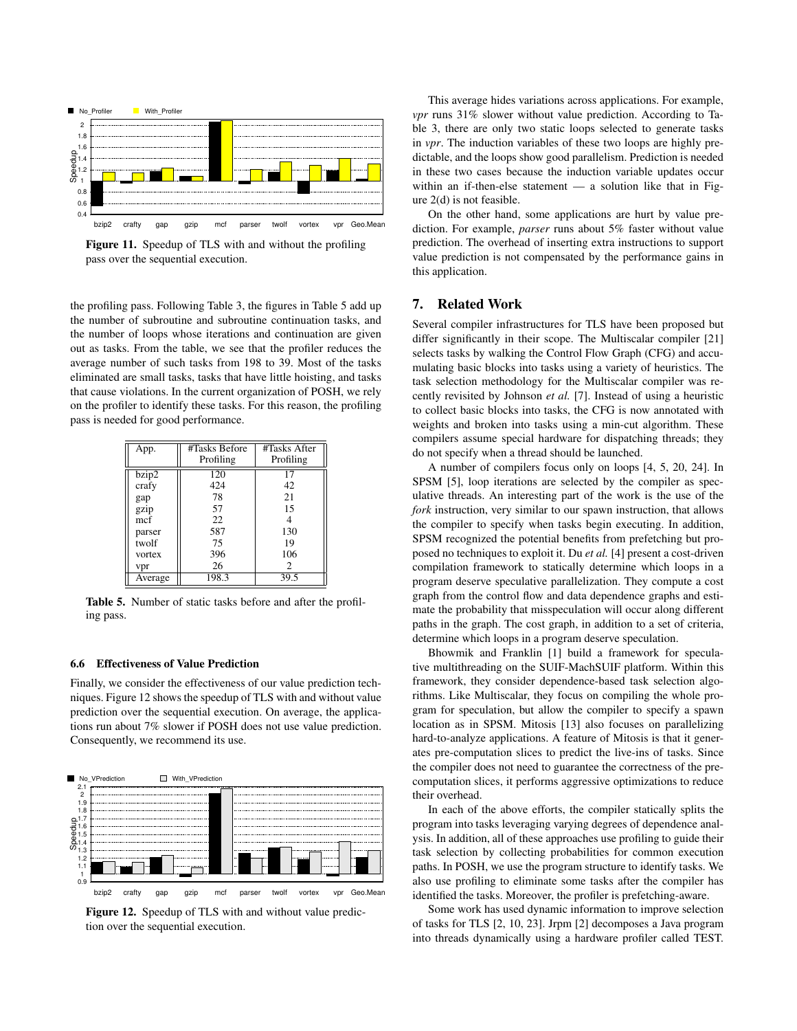Figure 11. Speedup of TLS with and without the profiling pass over the sequential execution.

the profiling pass. Following Table 3, the figures in Table 5 add up the number of subroutine and subroutine continuation tasks, and the number of loops whose iterations and continuation are given out as tasks. From the table, we see that the profiler reduces the average number of such tasks from 198 to 39. Most of the tasks eliminated are small tasks, tasks that have little hoisting, and tasks that cause violations. In the current organization of POSH, we rely on the profiler to identify these tasks. For this reason, the profiling pass is needed for good performance.

| App. | #Tasks Before Profiling | #Tasks After Profiling |
|---|---|---|
| bzip2 | 120 | 17 |
| crafty | 424 | 42 |
| gap | 78 | 21 |
| gzip | 57 | 15 |
| mcf | 22 | 4 |
| parser | 587 | 130 |
| twolf | 75 | 19 |
| vortex | 396 | 106 |
| vpr | 26 | 2 |
| Average | 198.3 | 39.5 |

**Table 5.** Number of static tasks before and after the profiling pass.

### 6.6 Effectiveness of Value Prediction

Finally, we consider the effectiveness of our value prediction techniques. Figure 12 shows the speedup of TLS with and without value prediction over the sequential execution. On average, the applications run about 7% slower if POSH does not use value prediction. Consequently, we recommend its use.

**Figure 12.** Speedup of TLS with and without value prediction over the sequential execution.

This average hides variations across applications. For example, *vpr* runs 31% slower without value prediction. According to Table 3, there are only two static loops selected to generate tasks in *vpr*. The induction variables of these two loops are highly predictable, and the loops show good parallelism. Prediction is needed in these two cases because the induction variable updates occur within an if-then-else statement — a solution like that in Figure 2(d) is not feasible.

On the other hand, some applications are hurt by value prediction. For example, *parser* runs about 5% faster without value prediction. The overhead of inserting extra instructions to support value prediction is not compensated by the performance gains in this application.

## 7. Related Work

Several compiler infrastructures for TLS have been proposed but differ significantly in their scope. The Multiscalar compiler [21] selects tasks by walking the Control Flow Graph (CFG) and accumulating basic blocks into tasks using a variety of heuristics. The task selection methodology for the Multiscalar compiler was recently revisited by Johnson *et al.* [7]. Instead of using a heuristic to collect basic blocks into tasks, the CFG is now annotated with weights and broken into tasks using a min-cut algorithm. These compilers assume special hardware for dispatching threads; they do not specify when a thread should be launched.

A number of compilers focus only on loops [4, 5, 20, 24]. In SPSM [5], loop iterations are selected by the compiler as speculative threads. An interesting part of the work is the use of the *fork* instruction, very similar to our spawn instruction, that allows the compiler to specify when tasks begin executing. In addition, SPSM recognized the potential benefits from prefetching but proposed no techniques to exploit it. Du *et al.* [4] present a cost-driven compilation framework to statically determine which loops in a program deserve speculative parallelization. They compute a cost graph from the control flow and data dependence graphs and estimate the probability that misspeculation will occur along different paths in the graph. The cost graph, in addition to a set of criteria, determine which loops in a program deserve speculation.

Bhowmik and Franklin [1] build a framework for speculative multithreading on the SUIF-MachSUIF platform. Within this framework, they consider dependence-based task selection algorithms. Like Multiscalar, they focus on compiling the whole program for speculation, but allow the compiler to specify a spawn location as in SPSM. Mitosis [13] also focuses on parallelizing hard-to-analyze applications. A feature of Mitosis is that it generates pre-computation slices to predict the live-ins of tasks. Since the compiler does not need to guarantee the correctness of the pre-computation slices, it performs aggressive optimizations to reduce their overhead.

In each of the above efforts, the compiler statically splits the program into tasks leveraging varying degrees of dependence analysis. In addition, all of these approaches use profiling to guide their task selection by collecting probabilities for common execution paths. In POSH, we use the program structure to identify tasks. We also use profiling to eliminate some tasks after the compiler has identified the tasks. Moreover, the profiler is prefetching-aware.

Some work has used dynamic information to improve selection of tasks for TLS [2, 10, 23]. Jrpm [2] decomposes a Java program into threads dynamically using a hardware profiler called TEST.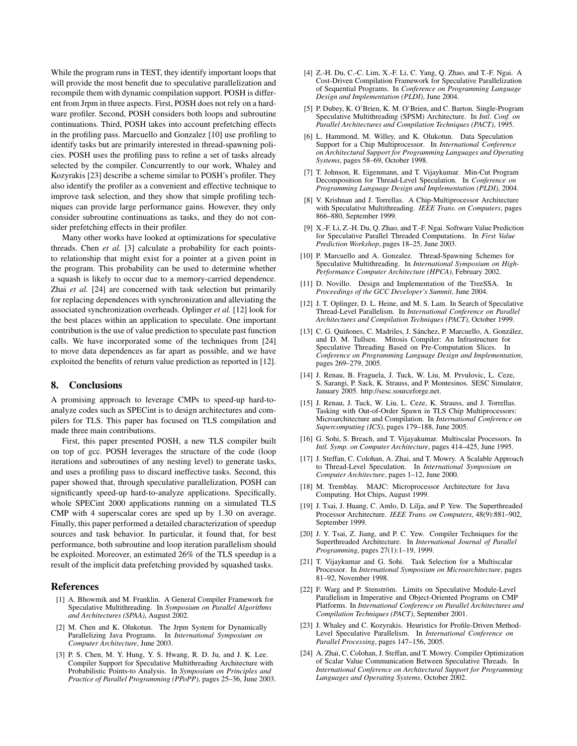While the program runs in TEST, they identify important loops that will provide the most benefit due to speculative parallelization and recompile them with dynamic compilation support. POSH is different from Jrpm in three aspects. First, POSH does not rely on a hardware profiler. Second, POSH considers both loops and subroutine continuations. Third, POSH takes into account prefetching effects in the profiling pass. Marcuello and Gonzalez [10] use profiling to identify tasks but are primarily interested in thread-spawning policies. POSH uses the profiling pass to refine a set of tasks already selected by the compiler. Concurrently to our work, Whaley and Kozyrakis [23] describe a scheme similar to POSH's profiler. They also identify the profiler as a convenient and effective technique to improve task selection, and they show that simple profiling techniques can provide large performance gains. However, they only consider subroutine continuations as tasks, and they do not consider prefetching effects in their profiler.

Many other works have looked at optimizations for speculative threads. Chen *et al.* [3] calculate a probability for each points-to relationship that might exist for a pointer at a given point in the program. This probability can be used to determine whether a squash is likely to occur due to a memory-carried dependence. Zhai *et al.* [24] are concerned with task selection but primarily for replacing dependences with synchronization and alleviating the associated synchronization overheads. Oplinger *et al.* [12] look for the best places within an application to speculate. One important contribution is the use of value prediction to speculate past function calls. We have incorporated some of the techniques from [24] to move data dependences as far apart as possible, and we have exploited the benefits of return value prediction as reported in [12].

## 8. Conclusions

A promising approach to leverage CMPs to speed-up hard-to-analyze codes such as SPECint is to design architectures and compilers for TLS. This paper has focused on TLS compilation and made three main contributions.

First, this paper presented POSH, a new TLS compiler built on top of gcc. POSH leverages the structure of the code (loop iterations and subroutines of any nesting level) to generate tasks, and uses a profiling pass to discard ineffective tasks. Second, this paper showed that, through speculative parallelization, POSH can significantly speed-up hard-to-analyze applications. Specifically, whole SPECint 2000 applications running on a simulated TLS CMP with 4 superscalar cores are sped up by 1.30 on average. Finally, this paper performed a detailed characterization of speedup sources and task behavior. In particular, it found that, for best performance, both subroutine and loop iteration parallelism should be exploited. Moreover, an estimated 26% of the TLS speedup is a result of the implicit data prefetching provided by squashed tasks.

## References

[1] A. Bhowmik and M. Franklin. A General Compiler Framework for Speculative Multithreading. In *Symposium on Parallel Algorithms and Architectures (SPAA)*, August 2002.

[2] M. Chen and K. Olukotun. The Jrpm System for Dynamically Parallelizing Java Programs. In *International Symposium on Computer Architecture*, June 2003.

[3] P. S. Chen, M. Y. Hung, Y. S. Hwang, R. D. Ju, and J. K. Lee. Compiler Support for Speculative Multithreading Architecture with Probabilistic Points-to Analysis. In *Symposium on Principles and Practice of Parallel Programming (PPoPP)*, pages 25–36, June 2003.

[4] Z.-H. Du, C.-C. Lim, X.-F. Li, C. Yang, Q. Zhao, and T.-F. Ngai. A Cost-Driven Compilation Framework for Speculative Parallelization of Sequential Programs. In *Conference on Programming Language Design and Implementation (PLDI)*, June 2004.

[5] P. Dubey, K. O'Brien, K. M. O'Brien, and C. Barton. Single-Program Speculative Multithreading (SPSM) Architecture. In *Intl. Conf. on Parallel Architectures and Compilation Techniques (PACT)*, 1995.

[6] L. Hammond, M. Willey, and K. Olukotun. Data Speculation Support for a Chip Multiprocessor. In *International Conference on Architectural Support for Programming Languages and Operating Systems*, pages 58–69, October 1998.

[7] T. Johnson, R. Eigenmann, and T. Vijaykumar. Min-Cut Program Decomposition for Thread-Level Speculation. In *Conference on Programming Language Design and Implementation (PLDI)*, 2004.

[8] V. Krishnan and J. Torrellas. A Chip-Multiprocessor Architecture with Speculative Multithreading. *IEEE Trans. on Computers*, pages 866–880, September 1999.

[9] X.-F. Li, Z.-H. Du, Q. Zhao, and T.-F. Ngai. Software Value Prediction for Speculative Parallel Threaded Computations. In *First Value Prediction Workshop*, pages 18–25, June 2003.

[10] P. Marcuello and A. Gonzalez. Thread-Spawning Schemes for Speculative Multithreading. In *International Symposium on High-Performance Computer Architecture (HPCA)*, February 2002.

[11] D. Novillo. Design and Implementation of the TreeSSA. In *Proceedings of the GCC Developer's Summit*, June 2004.

[12] J. T. Oplinger, D. L. Heine, and M. S. Lam. In Search of Speculative Thread-Level Parallelism. In *International Conference on Parallel Architectures and Compilation Techniques (PACT)*, October 1999.

[13] C. G. Quiñones, C. Madriles, J. Sánchez, P. Marcuello, A. González, and D. M. Tullsen. Mitosis Compiler: An Infrastructure for Speculative Threading Based on Pre-Computation Slices. In *Conference on Programming Language Design and Implementation*, pages 269–279, 2005.

[14] J. Renau, B. Fraguela, J. Tuck, W. Liu, M. Prvulovic, L. Ceze, S. Sarangi, P. Sack, K. Strauss, and P. Montesinos. SESC Simulator, January 2005. http://sesc.sourceforge.net.

[15] J. Renau, J. Tuck, W. Liu, L. Ceze, K. Strauss, and J. Torrellas. Tasking with Out-of-Order Spawn in TLS Chip Multiprocessors: Microarchitecture and Compilation. In *International Conference on Supercomputing (ICS)*, pages 179–188, June 2005.

[16] G. Sohi, S. Breach, and T. Vijayakumar. Multiscalar Processors. In *Intl. Symp. on Computer Architecture*, pages 414–425, June 1995.

[17] J. Steffan, C. Colohan, A. Zhai, and T. Mowry. A Scalable Approach to Thread-Level Speculation. In *International Symposium on Computer Architecture*, pages 1–12, June 2000.

[18] M. Tremblay. MAJC: Microprocessor Architecture for Java Computing. Hot Chips, August 1999.

[19] J. Tsai, J. Huang, C. Amlo, D. Lilja, and P. Yew. The Superthreaded Processor Architecture. *IEEE Trans. on Computers*, 48(9):881–902, September 1999.

[20] J. Y. Tsai, Z. Jiang, and P. C. Yew. Compiler Techniques for the Superthreaded Architecture. In *International Journal of Parallel Programming*, pages 27(1):1–19, 1999.

[21] T. Vijaykumar and G. Sohi. Task Selection for a Multiscalar Processor. In *International Symposium on Microarchitecture*, pages 81–92, November 1998.

[22] F. Warg and P. Stenström. Limits on Speculative Module-Level Parallelism in Imperative and Object-Oriented Programs on CMP Platforms. In *International Conference on Parallel Architectures and Compilation Techniques (PACT)*, September 2001.

[23] J. Whaley and C. Kozyrakis. Heuristics for Profile-Driven Method-Level Speculative Parallelism. In *International Conference on Parallel Processing*, pages 147–156, 2005.

[24] A. Zhai, C. Colohan, J. Steffan, and T. Mowry. Compiler Optimization of Scalar Value Communication Between Speculative Threads. In *International Conference on Architectural Support for Programming Languages and Operating Systems*, October 2002.